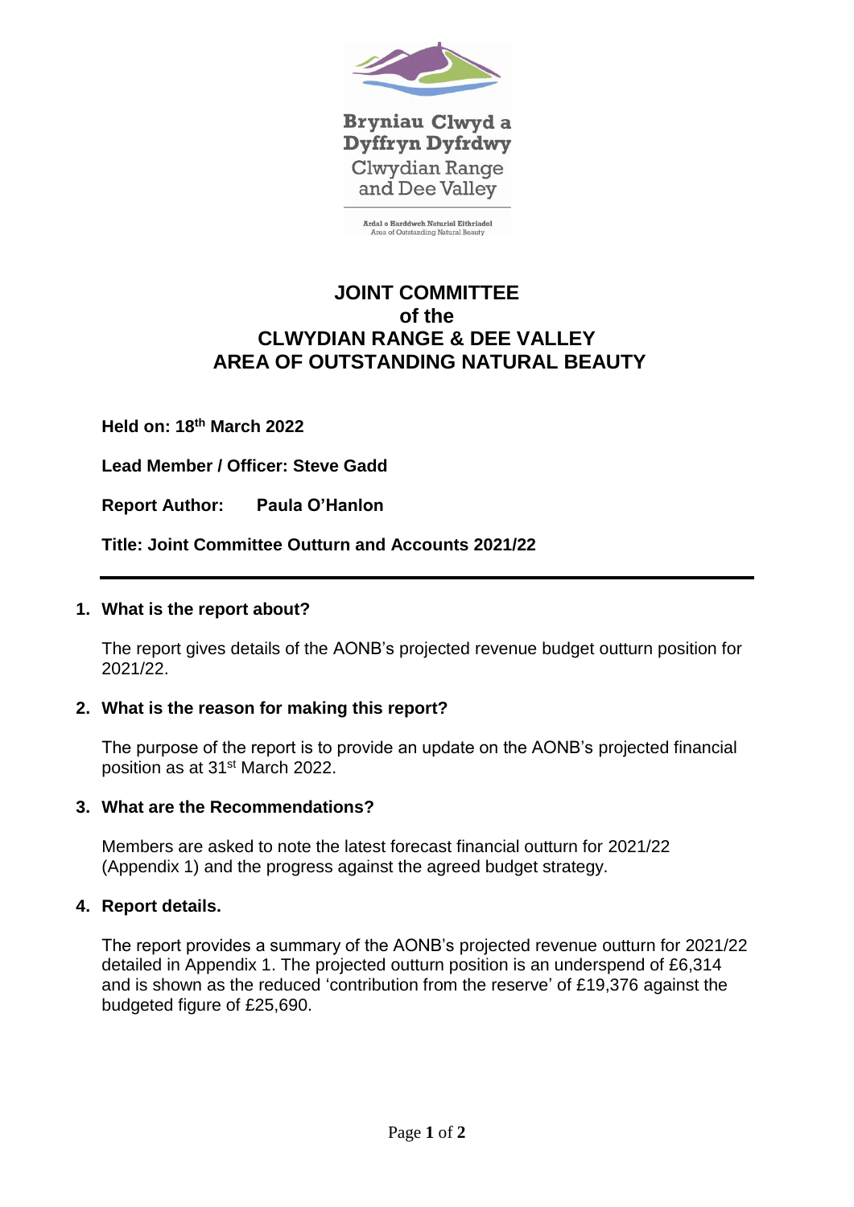Bryniau Clwyd a Dyffryn Dyfrdwy

Clwydian Range and Dee Valley

Ardal o Harddwch Naturiol Eithriadol
Area of Outstanding Natural Beauty

# JOINT COMMITTEE of the CLWYDIAN RANGE & DEE VALLEY AREA OF OUTSTANDING NATURAL BEAUTY

**Held on: 18th March 2022**

**Lead Member / Officer: Steve Gadd**

**Report Author: Paula O'Hanlon**

**Title: Joint Committee Outturn and Accounts 2021/22**

---

## 1. What is the report about?

The report gives details of the AONB's projected revenue budget outturn position for 2021/22.

## 2. What is the reason for making this report?

The purpose of the report is to provide an update on the AONB's projected financial position as at 31st March 2022.

## 3. What are the Recommendations?

Members are asked to note the latest forecast financial outturn for 2021/22 (Appendix 1) and the progress against the agreed budget strategy.

## 4. Report details.

The report provides a summary of the AONB's projected revenue outturn for 2021/22 detailed in Appendix 1. The projected outturn position is an underspend of £6,314 and is shown as the reduced 'contribution from the reserve' of £19,376 against the budgeted figure of £25,690.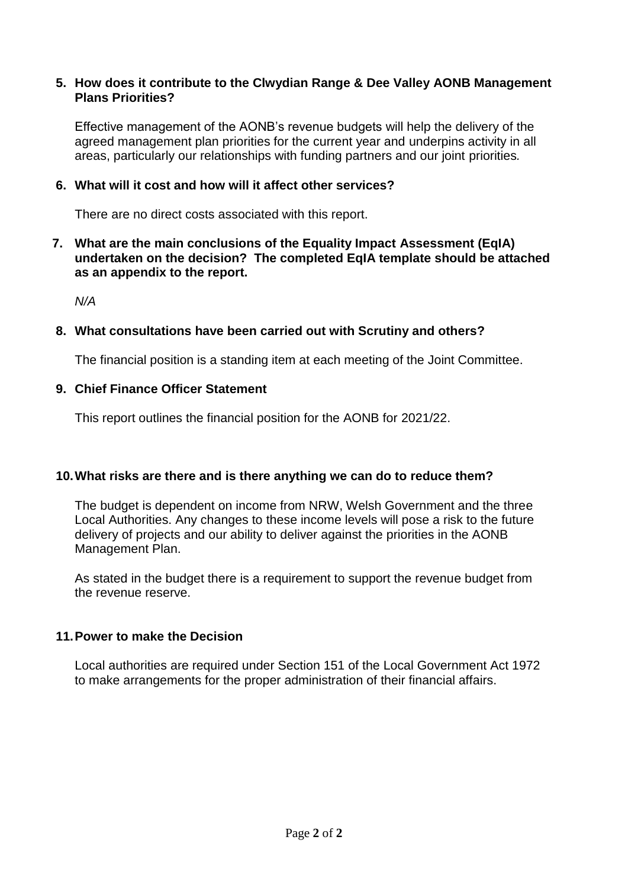**5. How does it contribute to the Clwydian Range & Dee Valley AONB Management Plans Priorities?**

Effective management of the AONB's revenue budgets will help the delivery of the agreed management plan priorities for the current year and underpins activity in all areas, particularly our relationships with funding partners and our joint priorities.

**6. What will it cost and how will it affect other services?**

There are no direct costs associated with this report.

**7. What are the main conclusions of the Equality Impact Assessment (EqIA) undertaken on the decision? The completed EqIA template should be attached as an appendix to the report.**

*N/A*

**8. What consultations have been carried out with Scrutiny and others?**

The financial position is a standing item at each meeting of the Joint Committee.

**9. Chief Finance Officer Statement**

This report outlines the financial position for the AONB for 2021/22.

**10. What risks are there and is there anything we can do to reduce them?**

The budget is dependent on income from NRW, Welsh Government and the three Local Authorities. Any changes to these income levels will pose a risk to the future delivery of projects and our ability to deliver against the priorities in the AONB Management Plan.

As stated in the budget there is a requirement to support the revenue budget from the revenue reserve.

**11. Power to make the Decision**

Local authorities are required under Section 151 of the Local Government Act 1972 to make arrangements for the proper administration of their financial affairs.